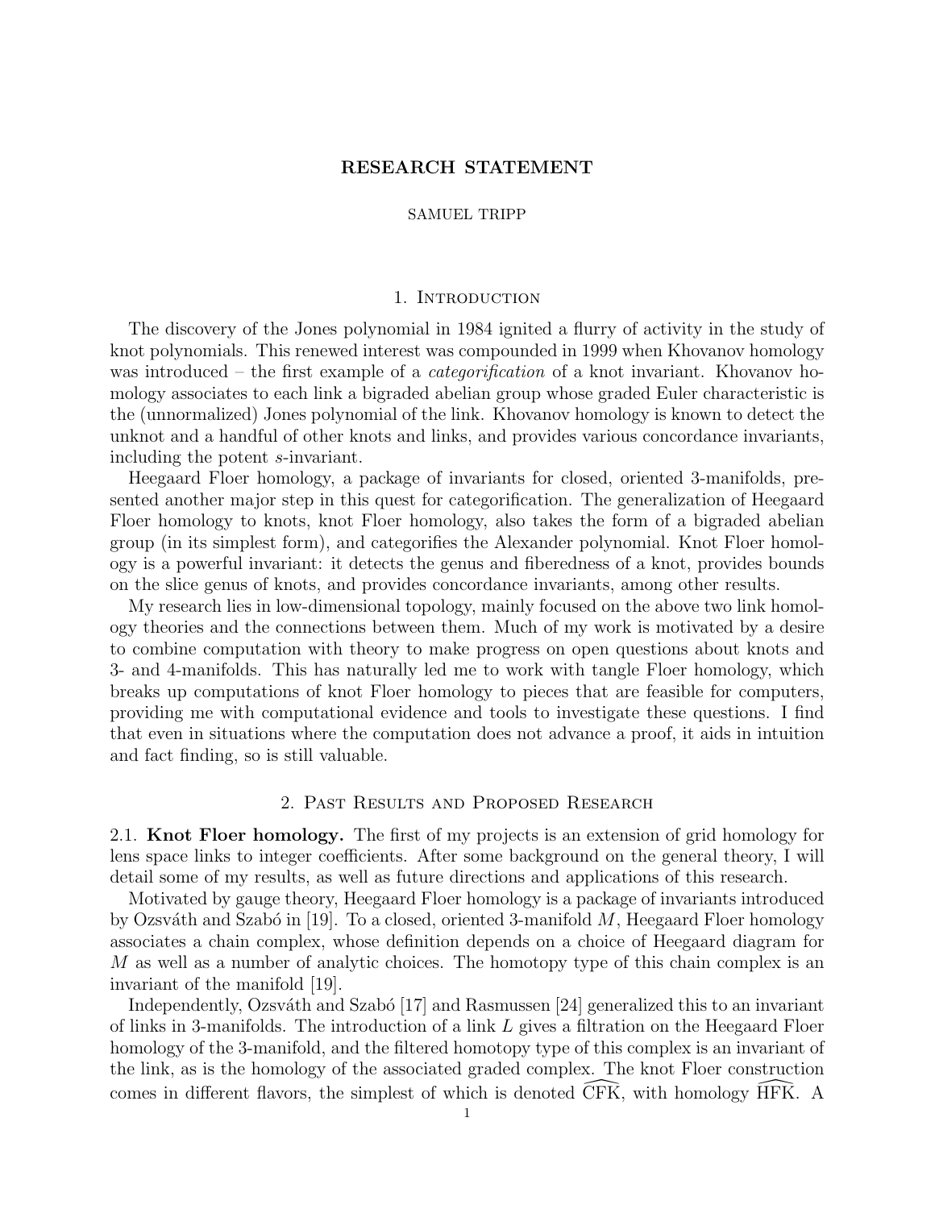# RESEARCH STATEMENT

SAMUEL TRIPP

## 1. Introduction

The discovery of the Jones polynomial in 1984 ignited a flurry of activity in the study of knot polynomials. This renewed interest was compounded in 1999 when Khovanov homology was introduced – the first example of a *categorification* of a knot invariant. Khovanov homology associates to each link a bigraded abelian group whose graded Euler characteristic is the (unnormalized) Jones polynomial of the link. Khovanov homology is known to detect the unknot and a handful of other knots and links, and provides various concordance invariants, including the potent $s$-invariant.

Heegaard Floer homology, a package of invariants for closed, oriented 3-manifolds, presented another major step in this quest for categorification. The generalization of Heegaard Floer homology to knots, knot Floer homology, also takes the form of a bigraded abelian group (in its simplest form), and categorifies the Alexander polynomial. Knot Floer homology is a powerful invariant: it detects the genus and fiberedness of a knot, provides bounds on the slice genus of knots, and provides concordance invariants, among other results.

My research lies in low-dimensional topology, mainly focused on the above two link homology theories and the connections between them. Much of my work is motivated by a desire to combine computation with theory to make progress on open questions about knots and 3- and 4-manifolds. This has naturally led me to work with tangle Floer homology, which breaks up computations of knot Floer homology to pieces that are feasible for computers, providing me with computational evidence and tools to investigate these questions. I find that even in situations where the computation does not advance a proof, it aids in intuition and fact finding, so is still valuable.

## 2. Past Results and Proposed Research

### 2.1. Knot Floer homology.

**2.1. Knot Floer homology.** The first of my projects is an extension of grid homology for lens space links to integer coefficients. After some background on the general theory, I will detail some of my results, as well as future directions and applications of this research.

Motivated by gauge theory, Heegaard Floer homology is a package of invariants introduced by Ozsváth and Szabó in [19]. To a closed, oriented 3-manifold $M$, Heegaard Floer homology associates a chain complex, whose definition depends on a choice of Heegaard diagram for $M$ as well as a number of analytic choices. The homotopy type of this chain complex is an invariant of the manifold [19].

Independently, Ozsváth and Szabó [17] and Rasmussen [24] generalized this to an invariant of links in 3-manifolds. The introduction of a link $L$ gives a filtration on the Heegaard Floer homology of the 3-manifold, and the filtered homotopy type of this complex is an invariant of the link, as is the homology of the associated graded complex. The knot Floer construction comes in different flavors, the simplest of which is denoted $\widehat{\mathrm{CFK}}$, with homology $\widehat{\mathrm{HFK}}$. A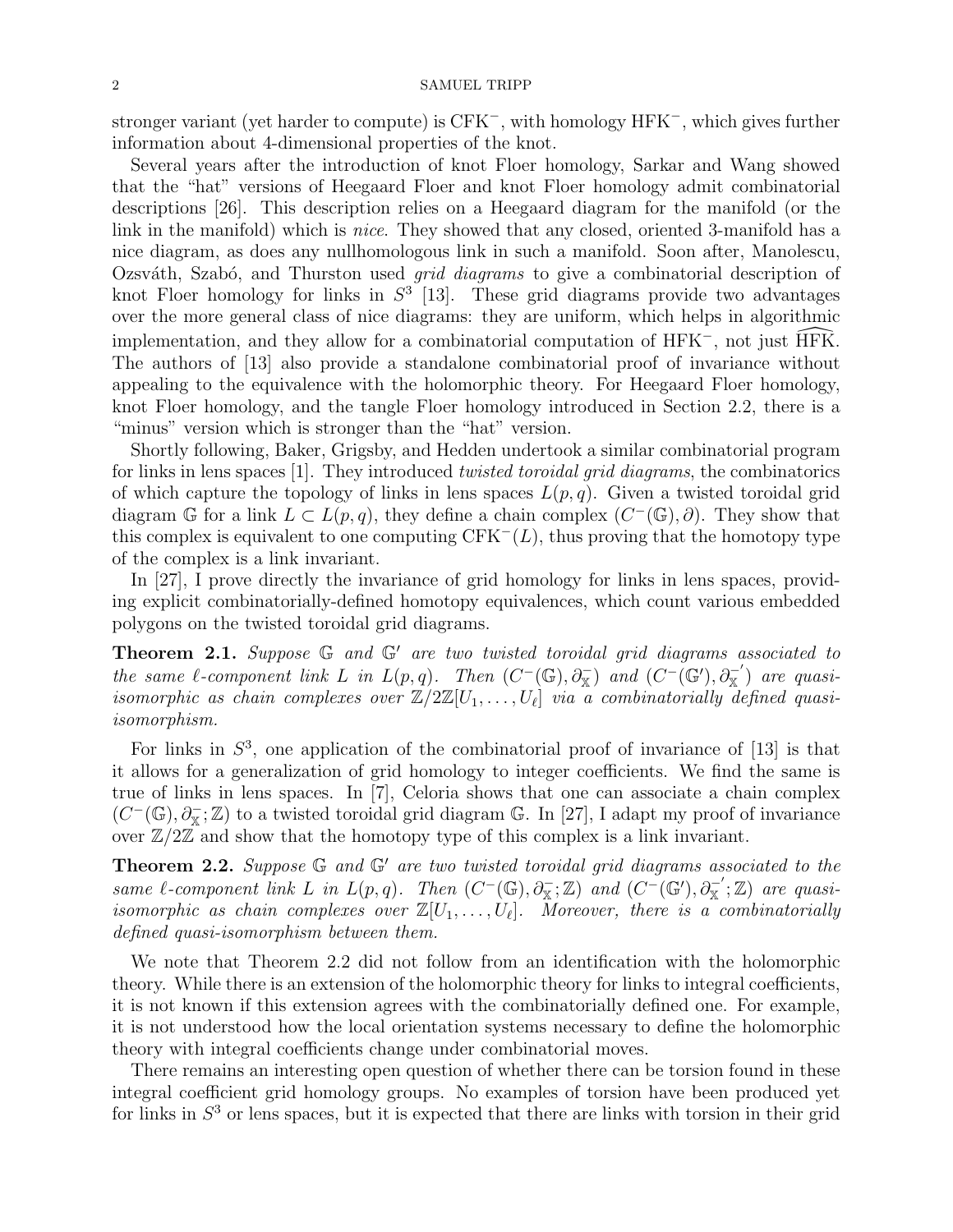stronger variant (yet harder to compute) is $\mathrm{CFK}^-$, with homology $\mathrm{HFK}^-$, which gives further information about 4-dimensional properties of the knot.

Several years after the introduction of knot Floer homology, Sarkar and Wang showed that the "hat" versions of Heegaard Floer and knot Floer homology admit combinatorial descriptions [26]. This description relies on a Heegaard diagram for the manifold (or the link in the manifold) which is *nice*. They showed that any closed, oriented 3-manifold has a nice diagram, as does any nullhomologous link in such a manifold. Soon after, Manolescu, Ozsváth, Szabó, and Thurston used *grid diagrams* to give a combinatorial description of knot Floer homology for links in $S^3$ [13]. These grid diagrams provide two advantages over the more general class of nice diagrams: they are uniform, which helps in algorithmic implementation, and they allow for a combinatorial computation of $\mathrm{HFK}^-$, not just $\widehat{\mathrm{HFK}}$. The authors of [13] also provide a standalone combinatorial proof of invariance without appealing to the equivalence with the holomorphic theory. For Heegaard Floer homology, knot Floer homology, and the tangle Floer homology introduced in Section 2.2, there is a "minus" version which is stronger than the "hat" version.

Shortly following, Baker, Grigsby, and Hedden undertook a similar combinatorial program for links in lens spaces [1]. They introduced *twisted toroidal grid diagrams*, the combinatorics of which capture the topology of links in lens spaces $L(p, q)$. Given a twisted toroidal grid diagram $\mathbb{G}$ for a link $L \subset L(p, q)$, they define a chain complex $(C^-(\mathbb{G}), \partial)$. They show that this complex is equivalent to one computing $\mathrm{CFK}^-(L)$, thus proving that the homotopy type of the complex is a link invariant.

In [27], I prove directly the invariance of grid homology for links in lens spaces, providing explicit combinatorially-defined homotopy equivalences, which count various embedded polygons on the twisted toroidal grid diagrams.

**Theorem 2.1.** *Suppose $\mathbb{G}$ and $\mathbb{G}'$ are two twisted toroidal grid diagrams associated to the same $\ell$-component link $L$ in $L(p, q)$. Then $(C^-(\mathbb{G}), \partial^-_{\mathbb{X}})$ and $(C^-(\mathbb{G}'), \partial^{-'}_{\mathbb{X}})$ are quasi-isomorphic as chain complexes over $\mathbb{Z}/2\mathbb{Z}[U_1, \ldots, U_\ell]$ via a combinatorially defined quasi-isomorphism.*

For links in $S^3$, one application of the combinatorial proof of invariance of [13] is that it allows for a generalization of grid homology to integer coefficients. We find the same is true of links in lens spaces. In [7], Celoria shows that one can associate a chain complex $(C^-(\mathbb{G}), \partial^-_{\mathbb{X}}; \mathbb{Z})$ to a twisted toroidal grid diagram $\mathbb{G}$. In [27], I adapt my proof of invariance over $\mathbb{Z}/2\mathbb{Z}$ and show that the homotopy type of this complex is a link invariant.

**Theorem 2.2.** *Suppose $\mathbb{G}$ and $\mathbb{G}'$ are two twisted toroidal grid diagrams associated to the same $\ell$-component link $L$ in $L(p, q)$. Then $(C^-(\mathbb{G}), \partial^-_{\mathbb{X}}; \mathbb{Z})$ and $(C^-(\mathbb{G}'), \partial^{-'}_{\mathbb{X}}; \mathbb{Z})$ are quasi-isomorphic as chain complexes over $\mathbb{Z}[U_1, \ldots, U_\ell]$. Moreover, there is a combinatorially defined quasi-isomorphism between them.*

We note that Theorem 2.2 did not follow from an identification with the holomorphic theory. While there is an extension of the holomorphic theory for links to integral coefficients, it is not known if this extension agrees with the combinatorially defined one. For example, it is not understood how the local orientation systems necessary to define the holomorphic theory with integral coefficients change under combinatorial moves.

There remains an interesting open question of whether there can be torsion found in these integral coefficient grid homology groups. No examples of torsion have been produced yet for links in $S^3$ or lens spaces, but it is expected that there are links with torsion in their grid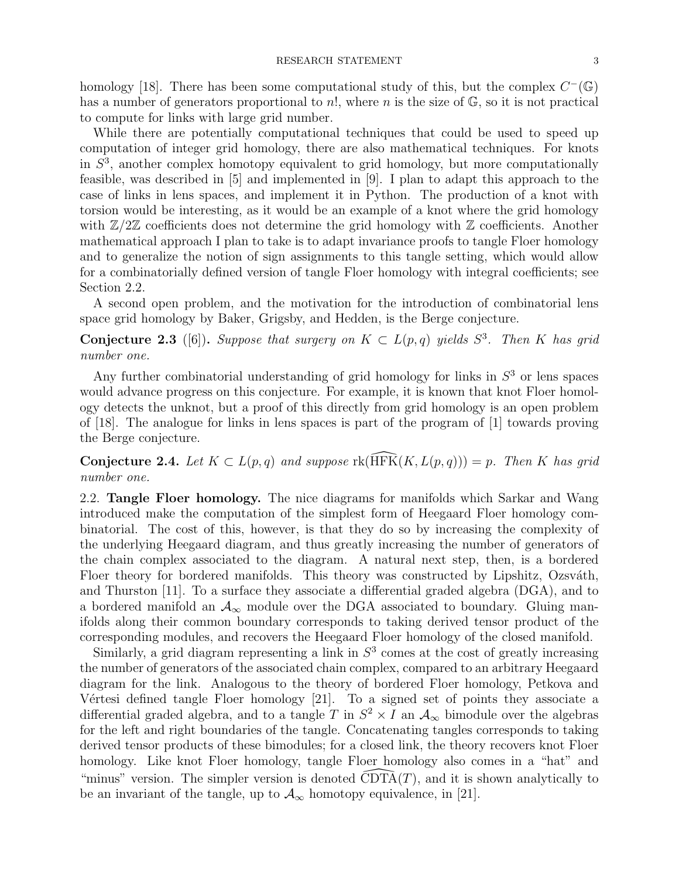homology [18]. There has been some computational study of this, but the complex $C^-(\mathbb{G})$ has a number of generators proportional to $n!$, where $n$ is the size of $\mathbb{G}$, so it is not practical to compute for links with large grid number.

While there are potentially computational techniques that could be used to speed up computation of integer grid homology, there are also mathematical techniques. For knots in $S^3$, another complex homotopy equivalent to grid homology, but more computationally feasible, was described in [5] and implemented in [9]. I plan to adapt this approach to the case of links in lens spaces, and implement it in Python. The production of a knot with torsion would be interesting, as it would be an example of a knot where the grid homology with $\mathbb{Z}/2\mathbb{Z}$ coefficients does not determine the grid homology with $\mathbb{Z}$ coefficients. Another mathematical approach I plan to take is to adapt invariance proofs to tangle Floer homology and to generalize the notion of sign assignments to this tangle setting, which would allow for a combinatorially defined version of tangle Floer homology with integral coefficients; see Section 2.2.

A second open problem, and the motivation for the introduction of combinatorial lens space grid homology by Baker, Grigsby, and Hedden, is the Berge conjecture.

**Conjecture 2.3** ([6])**.** *Suppose that surgery on $K \subset L(p,q)$ yields $S^3$. Then $K$ has grid number one.*

Any further combinatorial understanding of grid homology for links in $S^3$ or lens spaces would advance progress on this conjecture. For example, it is known that knot Floer homology detects the unknot, but a proof of this directly from grid homology is an open problem of [18]. The analogue for links in lens spaces is part of the program of [1] towards proving the Berge conjecture.

**Conjecture 2.4.** *Let $K \subset L(p,q)$ and suppose $\mathrm{rk}(\widehat{\mathrm{HFK}}(K, L(p,q))) = p$. Then $K$ has grid number one.*

### 2.2. Tangle Floer homology.

The nice diagrams for manifolds which Sarkar and Wang introduced make the computation of the simplest form of Heegaard Floer homology combinatorial. The cost of this, however, is that they do so by increasing the complexity of the underlying Heegaard diagram, and thus greatly increasing the number of generators of the chain complex associated to the diagram. A natural next step, then, is a bordered Floer theory for bordered manifolds. This theory was constructed by Lipshitz, Ozsváth, and Thurston [11]. To a surface they associate a differential graded algebra (DGA), and to a bordered manifold an $\mathcal{A}_\infty$ module over the DGA associated to boundary. Gluing manifolds along their common boundary corresponds to taking derived tensor product of the corresponding modules, and recovers the Heegaard Floer homology of the closed manifold.

Similarly, a grid diagram representing a link in $S^3$ comes at the cost of greatly increasing the number of generators of the associated chain complex, compared to an arbitrary Heegaard diagram for the link. Analogous to the theory of bordered Floer homology, Petkova and Vértesi defined tangle Floer homology [21]. To a signed set of points they associate a differential graded algebra, and to a tangle $T$ in $S^2 \times I$ an $\mathcal{A}_\infty$ bimodule over the algebras for the left and right boundaries of the tangle. Concatenating tangles corresponds to taking derived tensor products of these bimodules; for a closed link, the theory recovers knot Floer homology. Like knot Floer homology, tangle Floer homology also comes in a "hat" and "minus" version. The simpler version is denoted $\widehat{\mathrm{CDTA}}(T)$, and it is shown analytically to be an invariant of the tangle, up to $\mathcal{A}_\infty$ homotopy equivalence, in [21].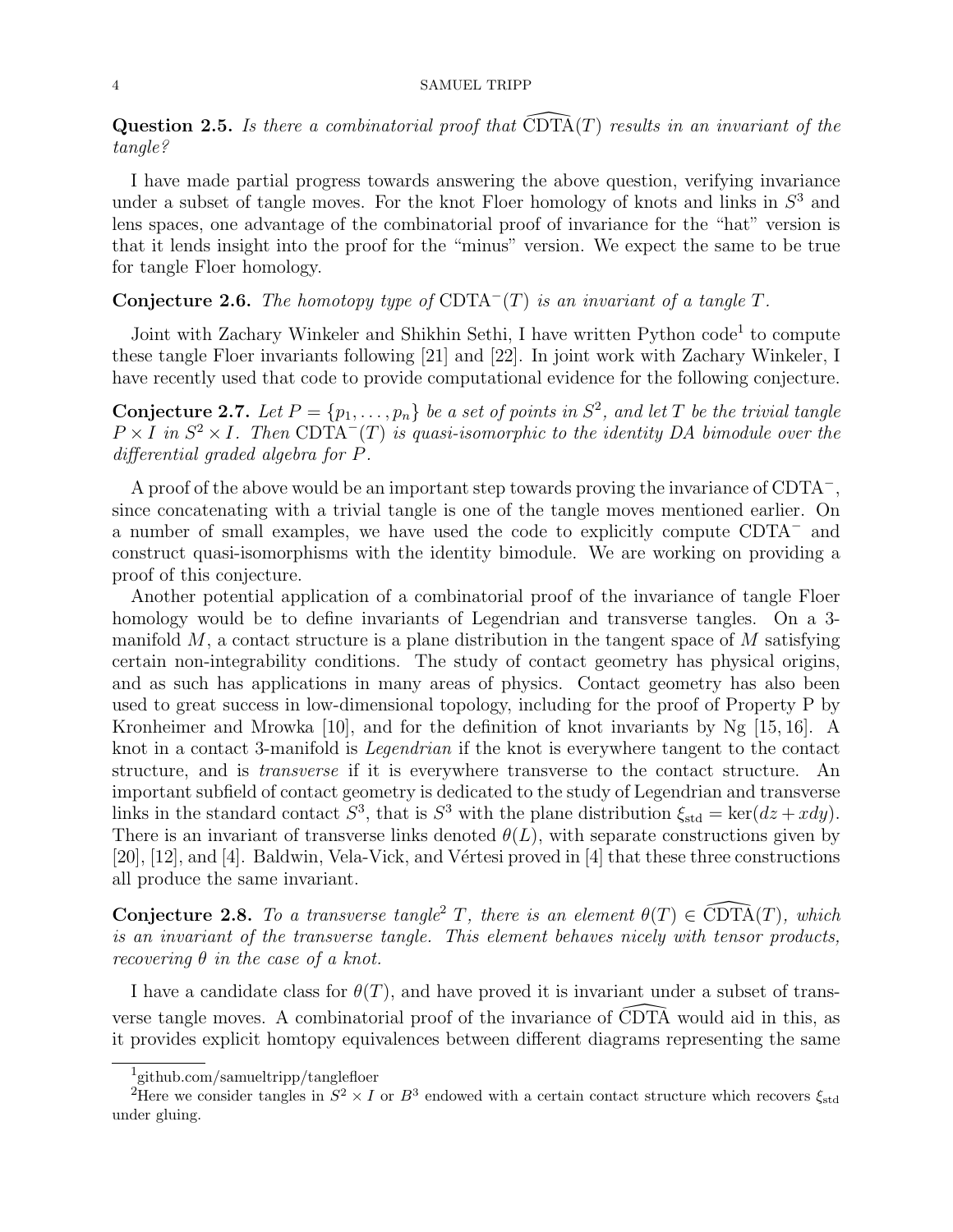**Question 2.5.** *Is there a combinatorial proof that $\widehat{\mathrm{CDTA}}(T)$ results in an invariant of the tangle?*

I have made partial progress towards answering the above question, verifying invariance under a subset of tangle moves. For the knot Floer homology of knots and links in $S^3$ and lens spaces, one advantage of the combinatorial proof of invariance for the "hat" version is that it lends insight into the proof for the "minus" version. We expect the same to be true for tangle Floer homology.

**Conjecture 2.6.** *The homotopy type of $\mathrm{CDTA}^-(T)$ is an invariant of a tangle $T$.*

Joint with Zachary Winkeler and Shikhin Sethi, I have written Python code[1] to compute these tangle Floer invariants following [21] and [22]. In joint work with Zachary Winkeler, I have recently used that code to provide computational evidence for the following conjecture.

**Conjecture 2.7.** *Let $P = \{p_1, \ldots, p_n\}$ be a set of points in $S^2$, and let $T$ be the trivial tangle $P \times I$ in $S^2 \times I$. Then $\mathrm{CDTA}^-(T)$ is quasi-isomorphic to the identity DA bimodule over the differential graded algebra for $P$.*

A proof of the above would be an important step towards proving the invariance of $\mathrm{CDTA}^-$, since concatenating with a trivial tangle is one of the tangle moves mentioned earlier. On a number of small examples, we have used the code to explicitly compute $\mathrm{CDTA}^-$ and construct quasi-isomorphisms with the identity bimodule. We are working on providing a proof of this conjecture.

Another potential application of a combinatorial proof of the invariance of tangle Floer homology would be to define invariants of Legendrian and transverse tangles. On a 3-manifold $M$, a contact structure is a plane distribution in the tangent space of $M$ satisfying certain non-integrability conditions. The study of contact geometry has physical origins, and as such has applications in many areas of physics. Contact geometry has also been used to great success in low-dimensional topology, including for the proof of Property P by Kronheimer and Mrowka [10], and for the definition of knot invariants by Ng [15, 16]. A knot in a contact 3-manifold is *Legendrian* if the knot is everywhere tangent to the contact structure, and is *transverse* if it is everywhere transverse to the contact structure. An important subfield of contact geometry is dedicated to the study of Legendrian and transverse links in the standard contact $S^3$, that is $S^3$ with the plane distribution $\xi_{\mathrm{std}} = \ker(dz + x dy)$. There is an invariant of transverse links denoted $\theta(L)$, with separate constructions given by [20], [12], and [4]. Baldwin, Vela-Vick, and Vértesi proved in [4] that these three constructions all produce the same invariant.

**Conjecture 2.8.** *To a transverse tangle[2] $T$, there is an element $\theta(T) \in \widehat{\mathrm{CDTA}}(T)$, which is an invariant of the transverse tangle. This element behaves nicely with tensor products, recovering $\theta$ in the case of a knot.*

I have a candidate class for $\theta(T)$, and have proved it is invariant under a subset of transverse tangle moves. A combinatorial proof of the invariance of $\widehat{\mathrm{CDTA}}$ would aid in this, as it provides explicit homtopy equivalences between different diagrams representing the same

[1] github.com/samueltripp/tanglefloer

[2] Here we consider tangles in $S^2 \times I$ or $B^3$ endowed with a certain contact structure which recovers $\xi_{\mathrm{std}}$ under gluing.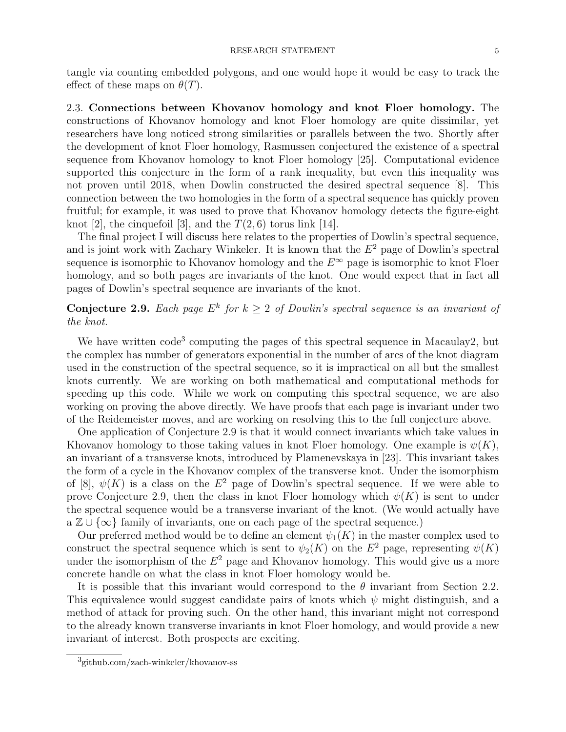tangle via counting embedded polygons, and one would hope it would be easy to track the effect of these maps on $\theta(T)$.

### 2.3. Connections between Khovanov homology and knot Floer homology.

The constructions of Khovanov homology and knot Floer homology are quite dissimilar, yet researchers have long noticed strong similarities or parallels between the two. Shortly after the development of knot Floer homology, Rasmussen conjectured the existence of a spectral sequence from Khovanov homology to knot Floer homology [25]. Computational evidence supported this conjecture in the form of a rank inequality, but even this inequality was not proven until 2018, when Dowlin constructed the desired spectral sequence [8]. This connection between the two homologies in the form of a spectral sequence has quickly proven fruitful; for example, it was used to prove that Khovanov homology detects the figure-eight knot [2], the cinquefoil [3], and the $T(2, 6)$ torus link [14].

The final project I will discuss here relates to the properties of Dowlin's spectral sequence, and is joint work with Zachary Winkeler. It is known that the $E^2$ page of Dowlin's spectral sequence is isomorphic to Khovanov homology and the $E^\infty$ page is isomorphic to knot Floer homology, and so both pages are invariants of the knot. One would expect that in fact all pages of Dowlin's spectral sequence are invariants of the knot.

**Conjecture 2.9.** *Each page $E^k$ for $k \geq 2$ of Dowlin's spectral sequence is an invariant of the knot.*

We have written code[3] computing the pages of this spectral sequence in Macaulay2, but the complex has number of generators exponential in the number of arcs of the knot diagram used in the construction of the spectral sequence, so it is impractical on all but the smallest knots currently. We are working on both mathematical and computational methods for speeding up this code. While we work on computing this spectral sequence, we are also working on proving the above directly. We have proofs that each page is invariant under two of the Reidemeister moves, and are working on resolving this to the full conjecture above.

One application of Conjecture 2.9 is that it would connect invariants which take values in Khovanov homology to those taking values in knot Floer homology. One example is $\psi(K)$, an invariant of a transverse knots, introduced by Plamenevskaya in [23]. This invariant takes the form of a cycle in the Khovanov complex of the transverse knot. Under the isomorphism of [8], $\psi(K)$ is a class on the $E^2$ page of Dowlin's spectral sequence. If we were able to prove Conjecture 2.9, then the class in knot Floer homology which $\psi(K)$ is sent to under the spectral sequence would be a transverse invariant of the knot. (We would actually have a $\mathbb{Z} \cup \{\infty\}$ family of invariants, one on each page of the spectral sequence.)

Our preferred method would be to define an element $\psi_1(K)$ in the master complex used to construct the spectral sequence which is sent to $\psi_2(K)$ on the $E^2$ page, representing $\psi(K)$ under the isomorphism of the $E^2$ page and Khovanov homology. This would give us a more concrete handle on what the class in knot Floer homology would be.

It is possible that this invariant would correspond to the $\theta$ invariant from Section 2.2. This equivalence would suggest candidate pairs of knots which $\psi$ might distinguish, and a method of attack for proving such. On the other hand, this invariant might not correspond to the already known transverse invariants in knot Floer homology, and would provide a new invariant of interest. Both prospects are exciting.

[3] github.com/zach-winkeler/khovanov-ss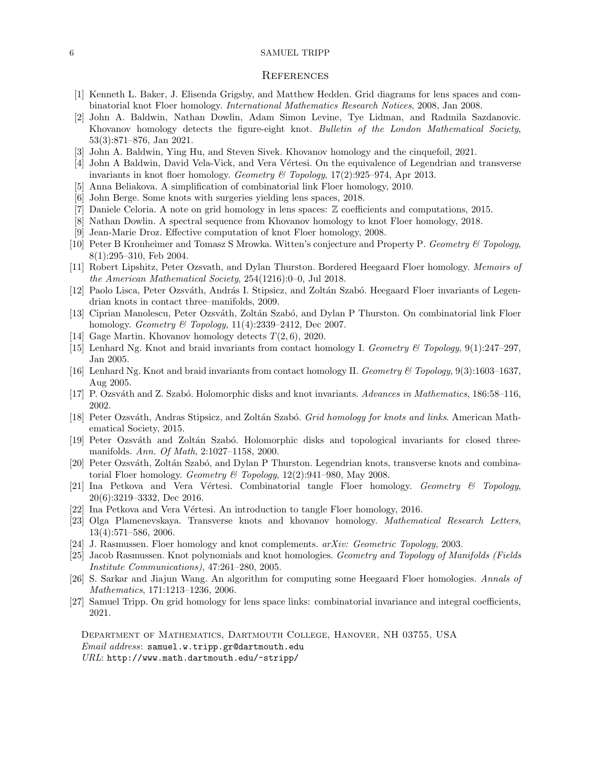## References

[1] Kenneth L. Baker, J. Elisenda Grigsby, and Matthew Hedden. Grid diagrams for lens spaces and combinatorial knot Floer homology. *International Mathematics Research Notices*, 2008, Jan 2008.

[2] John A. Baldwin, Nathan Dowlin, Adam Simon Levine, Tye Lidman, and Radmila Sazdanovic. Khovanov homology detects the figure-eight knot. *Bulletin of the London Mathematical Society*, 53(3):871–876, Jan 2021.

[3] John A. Baldwin, Ying Hu, and Steven Sivek. Khovanov homology and the cinquefoil, 2021.

[4] John A Baldwin, David Vela-Vick, and Vera Vértesi. On the equivalence of Legendrian and transverse invariants in knot floer homology. *Geometry & Topology*, 17(2):925–974, Apr 2013.

[5] Anna Beliakova. A simplification of combinatorial link Floer homology, 2010.

[6] John Berge. Some knots with surgeries yielding lens spaces, 2018.

[7] Daniele Celoria. A note on grid homology in lens spaces: $\mathbb{Z}$ coefficients and computations, 2015.

[8] Nathan Dowlin. A spectral sequence from Khovanov homology to knot Floer homology, 2018.

[9] Jean-Marie Droz. Effective computation of knot Floer homology, 2008.

[10] Peter B Kronheimer and Tomasz S Mrowka. Witten's conjecture and Property P. *Geometry & Topology*, 8(1):295–310, Feb 2004.

[11] Robert Lipshitz, Peter Ozsvath, and Dylan Thurston. Bordered Heegaard Floer homology. *Memoirs of the American Mathematical Society*, 254(1216):0–0, Jul 2018.

[12] Paolo Lisca, Peter Ozsváth, András I. Stipsicz, and Zoltán Szabó. Heegaard Floer invariants of Legendrian knots in contact three–manifolds, 2009.

[13] Ciprian Manolescu, Peter Ozsváth, Zoltán Szabó, and Dylan P Thurston. On combinatorial link Floer homology. *Geometry & Topology*, 11(4):2339–2412, Dec 2007.

[14] Gage Martin. Khovanov homology detects $T(2, 6)$, 2020.

[15] Lenhard Ng. Knot and braid invariants from contact homology I. *Geometry & Topology*, 9(1):247–297, Jan 2005.

[16] Lenhard Ng. Knot and braid invariants from contact homology II. *Geometry & Topology*, 9(3):1603–1637, Aug 2005.

[17] P. Ozsváth and Z. Szabó. Holomorphic disks and knot invariants. *Advances in Mathematics*, 186:58–116, 2002.

[18] Peter Ozsváth, Andras Stipsicz, and Zoltán Szabó. *Grid homology for knots and links*. American Mathematical Society, 2015.

[19] Peter Ozsváth and Zoltán Szabó. Holomorphic disks and topological invariants for closed three-manifolds. *Ann. Of Math*, 2:1027–1158, 2000.

[20] Peter Ozsváth, Zoltán Szabó, and Dylan P Thurston. Legendrian knots, transverse knots and combinatorial Floer homology. *Geometry & Topology*, 12(2):941–980, May 2008.

[21] Ina Petkova and Vera Vértesi. Combinatorial tangle Floer homology. *Geometry & Topology*, 20(6):3219–3332, Dec 2016.

[22] Ina Petkova and Vera Vértesi. An introduction to tangle Floer homology, 2016.

[23] Olga Plamenevskaya. Transverse knots and khovanov homology. *Mathematical Research Letters*, 13(4):571–586, 2006.

[24] J. Rasmussen. Floer homology and knot complements. *arXiv: Geometric Topology*, 2003.

[25] Jacob Rasmussen. Knot polynomials and knot homologies. *Geometry and Topology of Manifolds (Fields Institute Communications)*, 47:261–280, 2005.

[26] S. Sarkar and Jiajun Wang. An algorithm for computing some Heegaard Floer homologies. *Annals of Mathematics*, 171:1213–1236, 2006.

[27] Samuel Tripp. On grid homology for lens space links: combinatorial invariance and integral coefficients, 2021.

Department of Mathematics, Dartmouth College, Hanover, NH 03755, USA
*Email address*: `samuel.w.tripp.gr@dartmouth.edu`
*URL*: `http://www.math.dartmouth.edu/~stripp/`